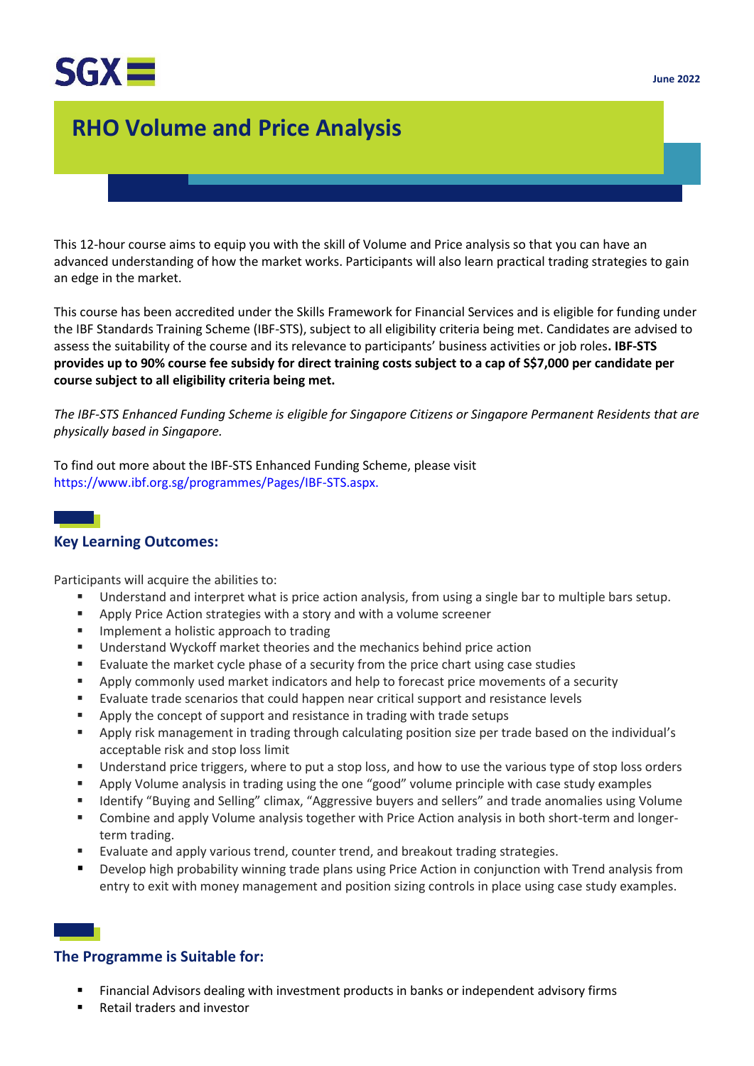SGX

June 2022

# RHO Volume and Price Analysis

This 12-hour course aims to equip you with the skill of Volume and Price analysis so that you can have an advanced understanding of how the market works. Participants will also learn practical trading strategies to gain an edge in the market.

This course has been accredited under the Skills Framework for Financial Services and is eligible for funding under the IBF Standards Training Scheme (IBF-STS), subject to all eligibility criteria being met. Candidates are advised to assess the suitability of the course and its relevance to participants' business activities or job roles**. IBF-STS provides up to 90% course fee subsidy for direct training costs subject to a cap of S$7,000 per candidate per course subject to all eligibility criteria being met.**

*The IBF-STS Enhanced Funding Scheme is eligible for Singapore Citizens or Singapore Permanent Residents that are physically based in Singapore.*

To find out more about the IBF-STS Enhanced Funding Scheme, please visit https://www.ibf.org.sg/programmes/Pages/IBF-STS.aspx.

## Key Learning Outcomes:

Participants will acquire the abilities to:

- Understand and interpret what is price action analysis, from using a single bar to multiple bars setup.
- Apply Price Action strategies with a story and with a volume screener
- Implement a holistic approach to trading
- Understand Wyckoff market theories and the mechanics behind price action
- Evaluate the market cycle phase of a security from the price chart using case studies
- Apply commonly used market indicators and help to forecast price movements of a security
- Evaluate trade scenarios that could happen near critical support and resistance levels
- Apply the concept of support and resistance in trading with trade setups
- Apply risk management in trading through calculating position size per trade based on the individual's acceptable risk and stop loss limit
- Understand price triggers, where to put a stop loss, and how to use the various type of stop loss orders
- Apply Volume analysis in trading using the one "good" volume principle with case study examples
- Identify "Buying and Selling" climax, "Aggressive buyers and sellers" and trade anomalies using Volume
- Combine and apply Volume analysis together with Price Action analysis in both short-term and longer-term trading.
- Evaluate and apply various trend, counter trend, and breakout trading strategies.
- Develop high probability winning trade plans using Price Action in conjunction with Trend analysis from entry to exit with money management and position sizing controls in place using case study examples.

## The Programme is Suitable for:

- Financial Advisors dealing with investment products in banks or independent advisory firms
- Retail traders and investor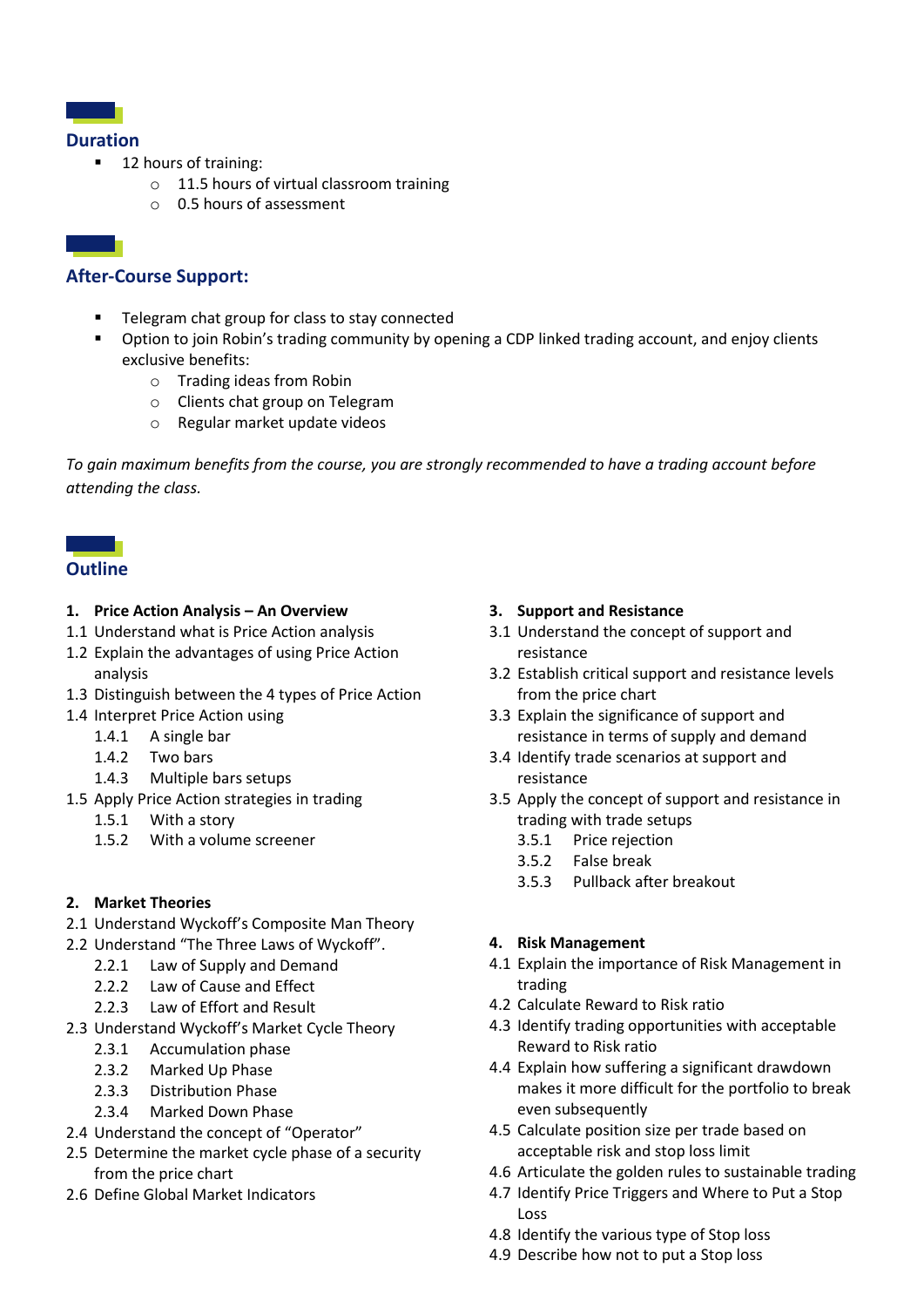## Duration

- 12 hours of training:
  - 11.5 hours of virtual classroom training
  - 0.5 hours of assessment

## After-Course Support:

- Telegram chat group for class to stay connected
- Option to join Robin's trading community by opening a CDP linked trading account, and enjoy clients exclusive benefits:
  - Trading ideas from Robin
  - Clients chat group on Telegram
  - Regular market update videos

*To gain maximum benefits from the course, you are strongly recommended to have a trading account before attending the class.*

## Outline

**1. Price Action Analysis – An Overview**

1.1 Understand what is Price Action analysis
1.2 Explain the advantages of using Price Action analysis
1.3 Distinguish between the 4 types of Price Action
1.4 Interpret Price Action using
  1.4.1 A single bar
  1.4.2 Two bars
  1.4.3 Multiple bars setups
1.5 Apply Price Action strategies in trading
  1.5.1 With a story
  1.5.2 With a volume screener

**2. Market Theories**

2.1 Understand Wyckoff's Composite Man Theory
2.2 Understand "The Three Laws of Wyckoff".
  2.2.1 Law of Supply and Demand
  2.2.2 Law of Cause and Effect
  2.2.3 Law of Effort and Result
2.3 Understand Wyckoff's Market Cycle Theory
  2.3.1 Accumulation phase
  2.3.2 Marked Up Phase
  2.3.3 Distribution Phase
  2.3.4 Marked Down Phase
2.4 Understand the concept of "Operator"
2.5 Determine the market cycle phase of a security from the price chart
2.6 Define Global Market Indicators

**3. Support and Resistance**

3.1 Understand the concept of support and resistance
3.2 Establish critical support and resistance levels from the price chart
3.3 Explain the significance of support and resistance in terms of supply and demand
3.4 Identify trade scenarios at support and resistance
3.5 Apply the concept of support and resistance in trading with trade setups
  3.5.1 Price rejection
  3.5.2 False break
  3.5.3 Pullback after breakout

**4. Risk Management**

4.1 Explain the importance of Risk Management in trading
4.2 Calculate Reward to Risk ratio
4.3 Identify trading opportunities with acceptable Reward to Risk ratio
4.4 Explain how suffering a significant drawdown makes it more difficult for the portfolio to break even subsequently
4.5 Calculate position size per trade based on acceptable risk and stop loss limit
4.6 Articulate the golden rules to sustainable trading
4.7 Identify Price Triggers and Where to Put a Stop Loss
4.8 Identify the various type of Stop loss
4.9 Describe how not to put a Stop loss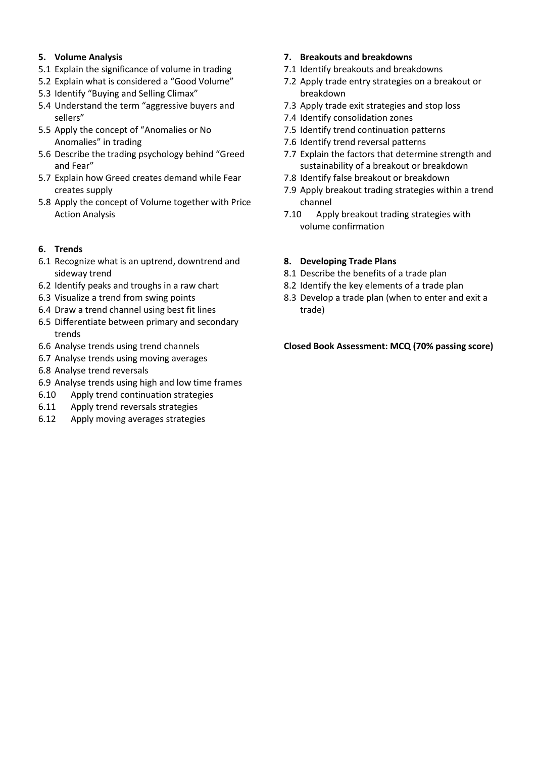**5. Volume Analysis**

5.1 Explain the significance of volume in trading
5.2 Explain what is considered a "Good Volume"
5.3 Identify "Buying and Selling Climax"
5.4 Understand the term "aggressive buyers and sellers"
5.5 Apply the concept of "Anomalies or No Anomalies" in trading
5.6 Describe the trading psychology behind "Greed and Fear"
5.7 Explain how Greed creates demand while Fear creates supply
5.8 Apply the concept of Volume together with Price Action Analysis

**6. Trends**

6.1 Recognize what is an uptrend, downtrend and sideway trend
6.2 Identify peaks and troughs in a raw chart
6.3 Visualize a trend from swing points
6.4 Draw a trend channel using best fit lines
6.5 Differentiate between primary and secondary trends
6.6 Analyse trends using trend channels
6.7 Analyse trends using moving averages
6.8 Analyse trend reversals
6.9 Analyse trends using high and low time frames
6.10 Apply trend continuation strategies
6.11 Apply trend reversals strategies
6.12 Apply moving averages strategies

**7. Breakouts and breakdowns**

7.1 Identify breakouts and breakdowns
7.2 Apply trade entry strategies on a breakout or breakdown
7.3 Apply trade exit strategies and stop loss
7.4 Identify consolidation zones
7.5 Identify trend continuation patterns
7.6 Identify trend reversal patterns
7.7 Explain the factors that determine strength and sustainability of a breakout or breakdown
7.8 Identify false breakout or breakdown
7.9 Apply breakout trading strategies within a trend channel
7.10 Apply breakout trading strategies with volume confirmation

**8. Developing Trade Plans**

8.1 Describe the benefits of a trade plan
8.2 Identify the key elements of a trade plan
8.3 Develop a trade plan (when to enter and exit a trade)

**Closed Book Assessment: MCQ (70% passing score)**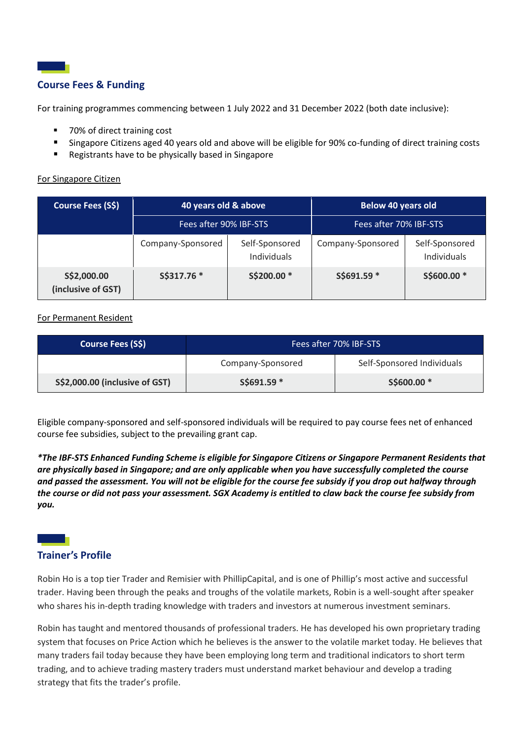## Course Fees & Funding

For training programmes commencing between 1 July 2022 and 31 December 2022 (both date inclusive):

- 70% of direct training cost
- Singapore Citizens aged 40 years old and above will be eligible for 90% co-funding of direct training costs
- Registrants have to be physically based in Singapore

For Singapore Citizen

| Course Fees (S$) | 40 years old & above | | Below 40 years old | |
|---|---|---|---|---|
| | Fees after 90% IBF-STS | | Fees after 70% IBF-STS | |
| | Company-Sponsored | Self-Sponsored Individuals | Company-Sponsored | Self-Sponsored Individuals |
| **S$2,000.00 (inclusive of GST)** | **S$317.76 *** | **S$200.00 *** | **S$691.59 *** | **S$600.00 *** |

For Permanent Resident

| Course Fees (S$) | Fees after 70% IBF-STS | |
|---|---|---|
| | Company-Sponsored | Self-Sponsored Individuals |
| **S$2,000.00 (inclusive of GST)** | **S$691.59 *** | **S$600.00 *** |

Eligible company-sponsored and self-sponsored individuals will be required to pay course fees net of enhanced course fee subsidies, subject to the prevailing grant cap.

***The IBF-STS Enhanced Funding Scheme is eligible for Singapore Citizens or Singapore Permanent Residents that are physically based in Singapore; and are only applicable when you have successfully completed the course and passed the assessment. You will not be eligible for the course fee subsidy if you drop out halfway through the course or did not pass your assessment. SGX Academy is entitled to claw back the course fee subsidy from you.***

## Trainer's Profile

Robin Ho is a top tier Trader and Remisier with PhillipCapital, and is one of Phillip's most active and successful trader. Having been through the peaks and troughs of the volatile markets, Robin is a well-sought after speaker who shares his in-depth trading knowledge with traders and investors at numerous investment seminars.

Robin has taught and mentored thousands of professional traders. He has developed his own proprietary trading system that focuses on Price Action which he believes is the answer to the volatile market today. He believes that many traders fail today because they have been employing long term and traditional indicators to short term trading, and to achieve trading mastery traders must understand market behaviour and develop a trading strategy that fits the trader's profile.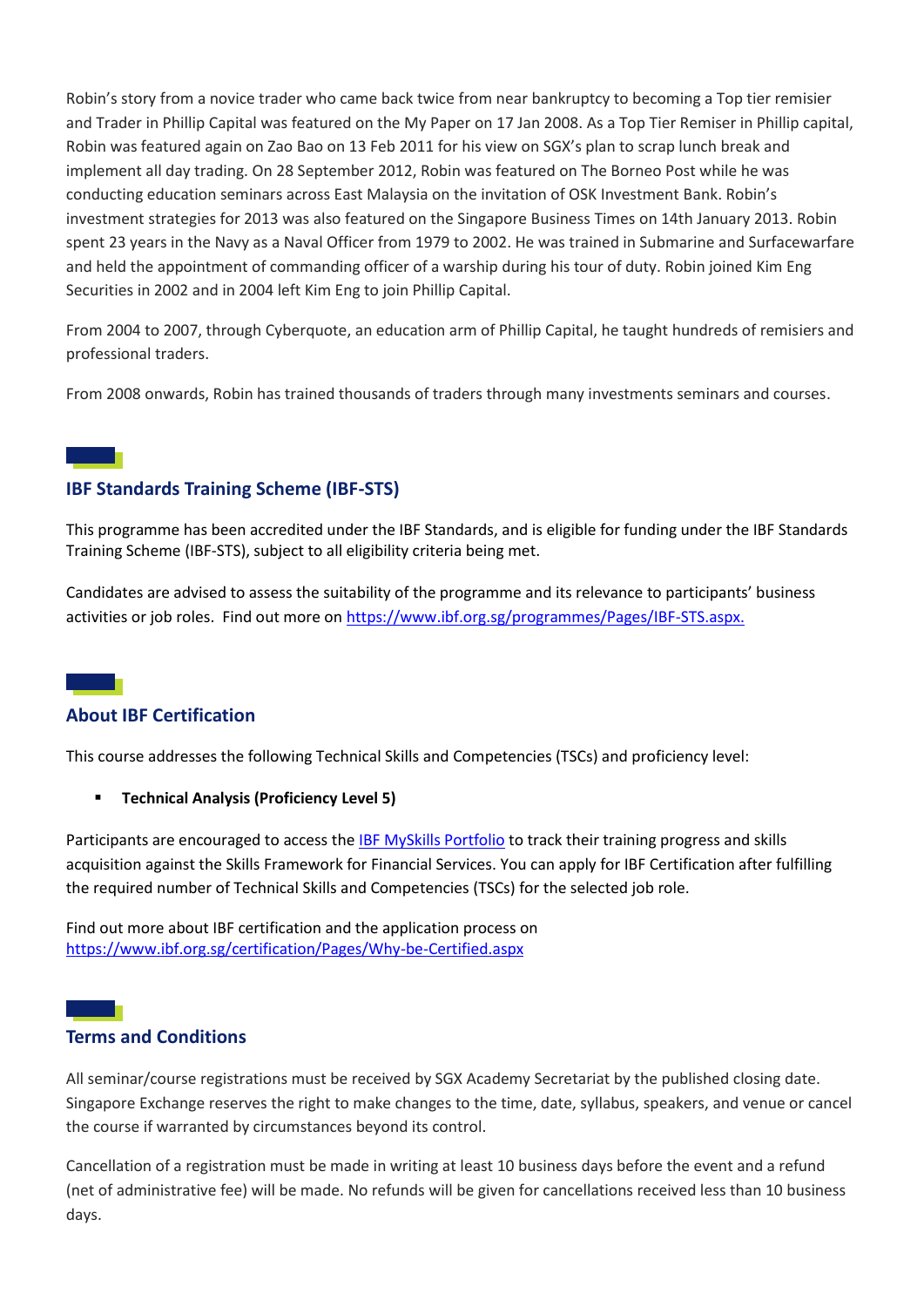Robin's story from a novice trader who came back twice from near bankruptcy to becoming a Top tier remisier and Trader in Phillip Capital was featured on the My Paper on 17 Jan 2008. As a Top Tier Remiser in Phillip capital, Robin was featured again on Zao Bao on 13 Feb 2011 for his view on SGX's plan to scrap lunch break and implement all day trading. On 28 September 2012, Robin was featured on The Borneo Post while he was conducting education seminars across East Malaysia on the invitation of OSK Investment Bank. Robin's investment strategies for 2013 was also featured on the Singapore Business Times on 14th January 2013. Robin spent 23 years in the Navy as a Naval Officer from 1979 to 2002. He was trained in Submarine and Surfacewarfare and held the appointment of commanding officer of a warship during his tour of duty. Robin joined Kim Eng Securities in 2002 and in 2004 left Kim Eng to join Phillip Capital.

From 2004 to 2007, through Cyberquote, an education arm of Phillip Capital, he taught hundreds of remisiers and professional traders.

From 2008 onwards, Robin has trained thousands of traders through many investments seminars and courses.

## IBF Standards Training Scheme (IBF-STS)

This programme has been accredited under the IBF Standards, and is eligible for funding under the IBF Standards Training Scheme (IBF-STS), subject to all eligibility criteria being met.

Candidates are advised to assess the suitability of the programme and its relevance to participants' business activities or job roles. Find out more on https://www.ibf.org.sg/programmes/Pages/IBF-STS.aspx.

## About IBF Certification

This course addresses the following Technical Skills and Competencies (TSCs) and proficiency level:

- **Technical Analysis (Proficiency Level 5)**

Participants are encouraged to access the IBF MySkills Portfolio to track their training progress and skills acquisition against the Skills Framework for Financial Services. You can apply for IBF Certification after fulfilling the required number of Technical Skills and Competencies (TSCs) for the selected job role.

Find out more about IBF certification and the application process on https://www.ibf.org.sg/certification/Pages/Why-be-Certified.aspx

## Terms and Conditions

All seminar/course registrations must be received by SGX Academy Secretariat by the published closing date. Singapore Exchange reserves the right to make changes to the time, date, syllabus, speakers, and venue or cancel the course if warranted by circumstances beyond its control.

Cancellation of a registration must be made in writing at least 10 business days before the event and a refund (net of administrative fee) will be made. No refunds will be given for cancellations received less than 10 business days.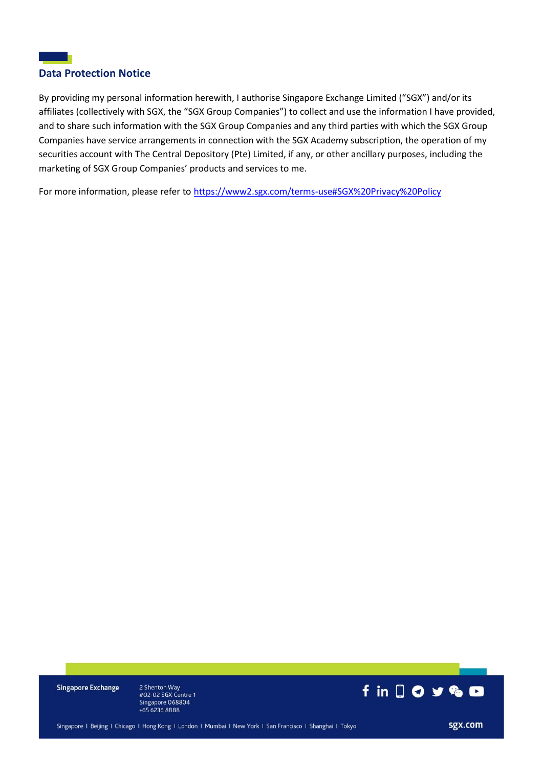## Data Protection Notice

By providing my personal information herewith, I authorise Singapore Exchange Limited ("SGX") and/or its affiliates (collectively with SGX, the "SGX Group Companies") to collect and use the information I have provided, and to share such information with the SGX Group Companies and any third parties with which the SGX Group Companies have service arrangements in connection with the SGX Academy subscription, the operation of my securities account with The Central Depository (Pte) Limited, if any, or other ancillary purposes, including the marketing of SGX Group Companies' products and services to me.

For more information, please refer to [https://www2.sgx.com/terms-use#SGX%20Privacy%20Policy](https://www2.sgx.com/terms-use#SGX%20Privacy%20Policy)

**Singapore Exchange**

2 Shenton Way
#02-02 SGX Centre 1
Singapore 068804
+65 6236 8888

Singapore I Beijing I Chicago I Hong Kong I London I Mumbai I New York I San Francisco I Shanghai I Tokyo

sgx.com